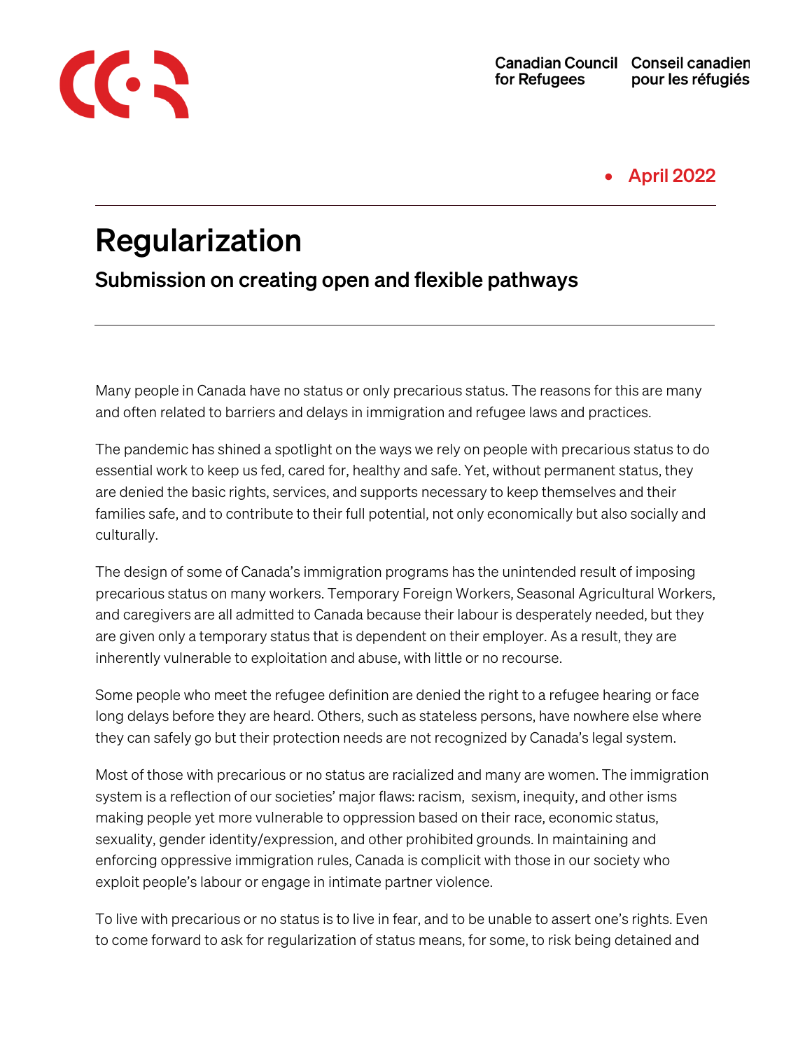Canadian Council for Refugees | Conseil canadien pour les réfugiés

April 2022

# Regularization

## Submission on creating open and flexible pathways

Many people in Canada have no status or only precarious status. The reasons for this are many and often related to barriers and delays in immigration and refugee laws and practices.

The pandemic has shined a spotlight on the ways we rely on people with precarious status to do essential work to keep us fed, cared for, healthy and safe. Yet, without permanent status, they are denied the basic rights, services, and supports necessary to keep themselves and their families safe, and to contribute to their full potential, not only economically but also socially and culturally.

The design of some of Canada's immigration programs has the unintended result of imposing precarious status on many workers. Temporary Foreign Workers, Seasonal Agricultural Workers, and caregivers are all admitted to Canada because their labour is desperately needed, but they are given only a temporary status that is dependent on their employer. As a result, they are inherently vulnerable to exploitation and abuse, with little or no recourse.

Some people who meet the refugee definition are denied the right to a refugee hearing or face long delays before they are heard. Others, such as stateless persons, have nowhere else where they can safely go but their protection needs are not recognized by Canada's legal system.

Most of those with precarious or no status are racialized and many are women. The immigration system is a reflection of our societies' major flaws: racism, sexism, inequity, and other isms making people yet more vulnerable to oppression based on their race, economic status, sexuality, gender identity/expression, and other prohibited grounds. In maintaining and enforcing oppressive immigration rules, Canada is complicit with those in our society who exploit people's labour or engage in intimate partner violence.

To live with precarious or no status is to live in fear, and to be unable to assert one's rights. Even to come forward to ask for regularization of status means, for some, to risk being detained and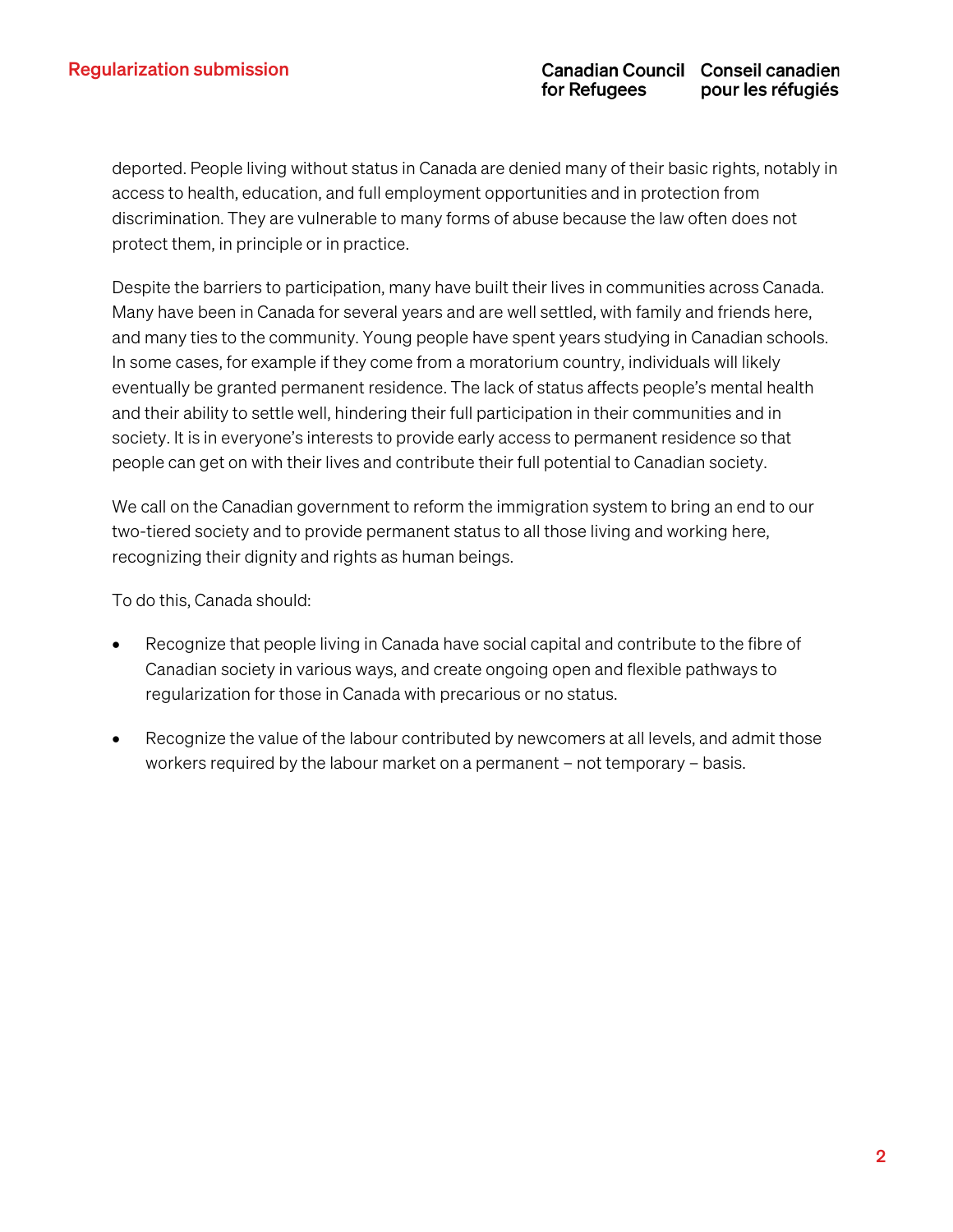deported. People living without status in Canada are denied many of their basic rights, notably in access to health, education, and full employment opportunities and in protection from discrimination. They are vulnerable to many forms of abuse because the law often does not protect them, in principle or in practice.

Despite the barriers to participation, many have built their lives in communities across Canada. Many have been in Canada for several years and are well settled, with family and friends here, and many ties to the community. Young people have spent years studying in Canadian schools. In some cases, for example if they come from a moratorium country, individuals will likely eventually be granted permanent residence. The lack of status affects people's mental health and their ability to settle well, hindering their full participation in their communities and in society. It is in everyone's interests to provide early access to permanent residence so that people can get on with their lives and contribute their full potential to Canadian society.

We call on the Canadian government to reform the immigration system to bring an end to our two-tiered society and to provide permanent status to all those living and working here, recognizing their dignity and rights as human beings.

To do this, Canada should:

- Recognize that people living in Canada have social capital and contribute to the fibre of Canadian society in various ways, and create ongoing open and flexible pathways to regularization for those in Canada with precarious or no status.
- Recognize the value of the labour contributed by newcomers at all levels, and admit those workers required by the labour market on a permanent – not temporary – basis.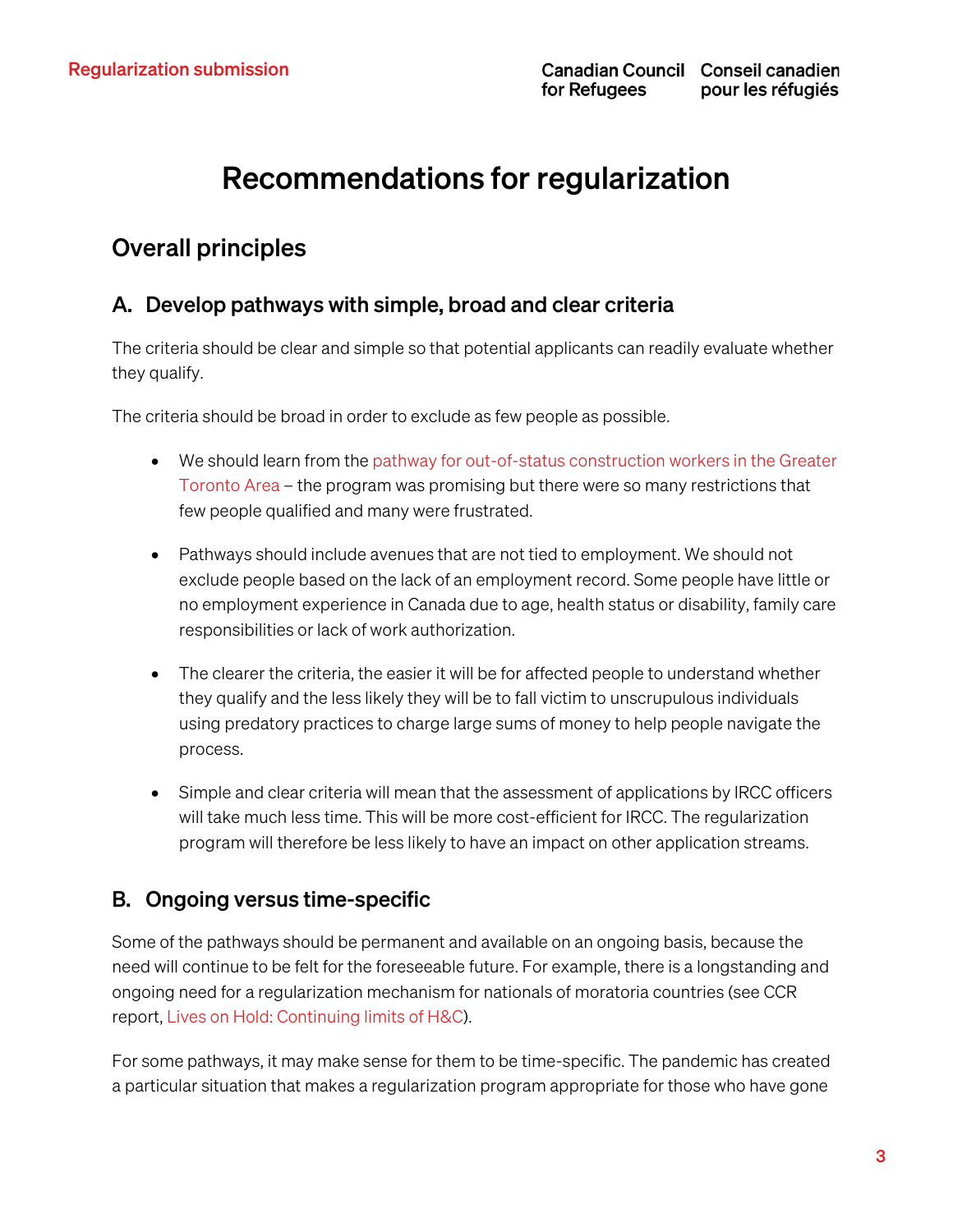# Recommendations for regularization

## Overall principles

### A. Develop pathways with simple, broad and clear criteria

The criteria should be clear and simple so that potential applicants can readily evaluate whether they qualify.

The criteria should be broad in order to exclude as few people as possible.

- We should learn from the pathway for out-of-status construction workers in the Greater Toronto Area – the program was promising but there were so many restrictions that few people qualified and many were frustrated.
- Pathways should include avenues that are not tied to employment. We should not exclude people based on the lack of an employment record. Some people have little or no employment experience in Canada due to age, health status or disability, family care responsibilities or lack of work authorization.
- The clearer the criteria, the easier it will be for affected people to understand whether they qualify and the less likely they will be to fall victim to unscrupulous individuals using predatory practices to charge large sums of money to help people navigate the process.
- Simple and clear criteria will mean that the assessment of applications by IRCC officers will take much less time. This will be more cost-efficient for IRCC. The regularization program will therefore be less likely to have an impact on other application streams.

### B. Ongoing versus time-specific

Some of the pathways should be permanent and available on an ongoing basis, because the need will continue to be felt for the foreseeable future. For example, there is a longstanding and ongoing need for a regularization mechanism for nationals of moratoria countries (see CCR report, Lives on Hold: Continuing limits of H&C).

For some pathways, it may make sense for them to be time-specific. The pandemic has created a particular situation that makes a regularization program appropriate for those who have gone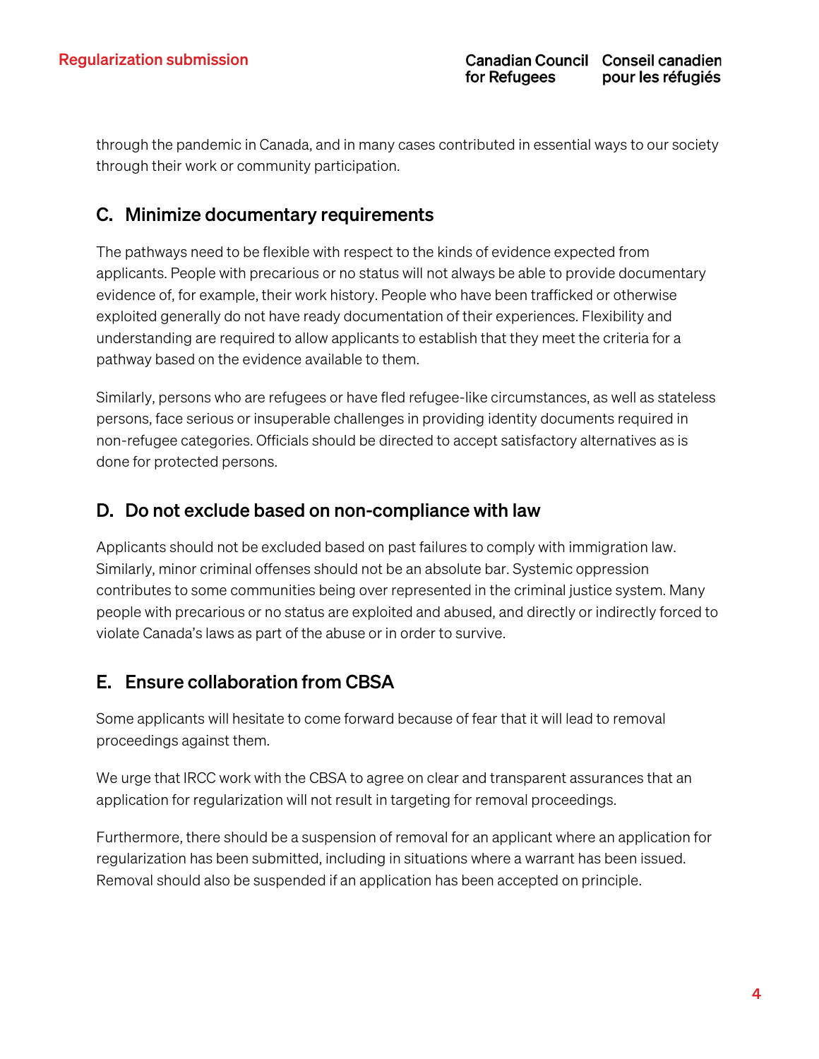through the pandemic in Canada, and in many cases contributed in essential ways to our society through their work or community participation.

## C. Minimize documentary requirements

The pathways need to be flexible with respect to the kinds of evidence expected from applicants. People with precarious or no status will not always be able to provide documentary evidence of, for example, their work history. People who have been trafficked or otherwise exploited generally do not have ready documentation of their experiences. Flexibility and understanding are required to allow applicants to establish that they meet the criteria for a pathway based on the evidence available to them.

Similarly, persons who are refugees or have fled refugee-like circumstances, as well as stateless persons, face serious or insuperable challenges in providing identity documents required in non-refugee categories. Officials should be directed to accept satisfactory alternatives as is done for protected persons.

## D. Do not exclude based on non-compliance with law

Applicants should not be excluded based on past failures to comply with immigration law. Similarly, minor criminal offenses should not be an absolute bar. Systemic oppression contributes to some communities being over represented in the criminal justice system. Many people with precarious or no status are exploited and abused, and directly or indirectly forced to violate Canada's laws as part of the abuse or in order to survive.

## E. Ensure collaboration from CBSA

Some applicants will hesitate to come forward because of fear that it will lead to removal proceedings against them.

We urge that IRCC work with the CBSA to agree on clear and transparent assurances that an application for regularization will not result in targeting for removal proceedings.

Furthermore, there should be a suspension of removal for an applicant where an application for regularization has been submitted, including in situations where a warrant has been issued. Removal should also be suspended if an application has been accepted on principle.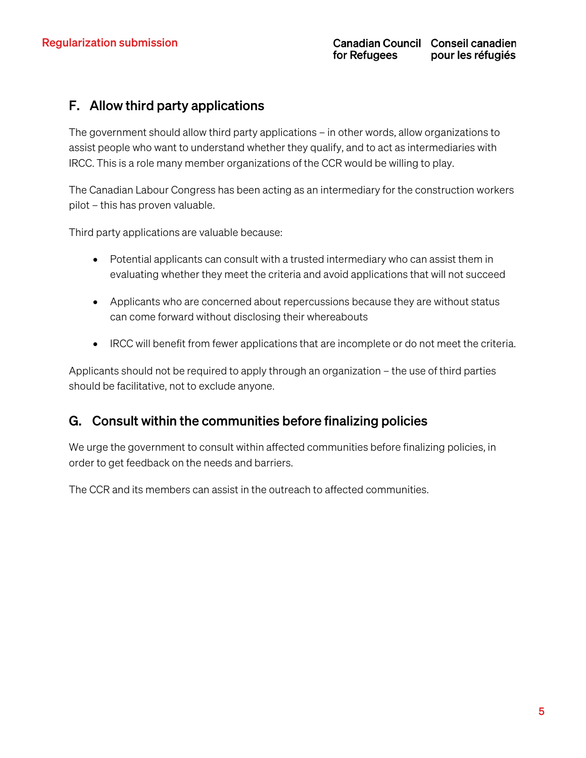## F. Allow third party applications

The government should allow third party applications – in other words, allow organizations to assist people who want to understand whether they qualify, and to act as intermediaries with IRCC. This is a role many member organizations of the CCR would be willing to play.

The Canadian Labour Congress has been acting as an intermediary for the construction workers pilot – this has proven valuable.

Third party applications are valuable because:

- Potential applicants can consult with a trusted intermediary who can assist them in evaluating whether they meet the criteria and avoid applications that will not succeed
- Applicants who are concerned about repercussions because they are without status can come forward without disclosing their whereabouts
- IRCC will benefit from fewer applications that are incomplete or do not meet the criteria.

Applicants should not be required to apply through an organization – the use of third parties should be facilitative, not to exclude anyone.

## G. Consult within the communities before finalizing policies

We urge the government to consult within affected communities before finalizing policies, in order to get feedback on the needs and barriers.

The CCR and its members can assist in the outreach to affected communities.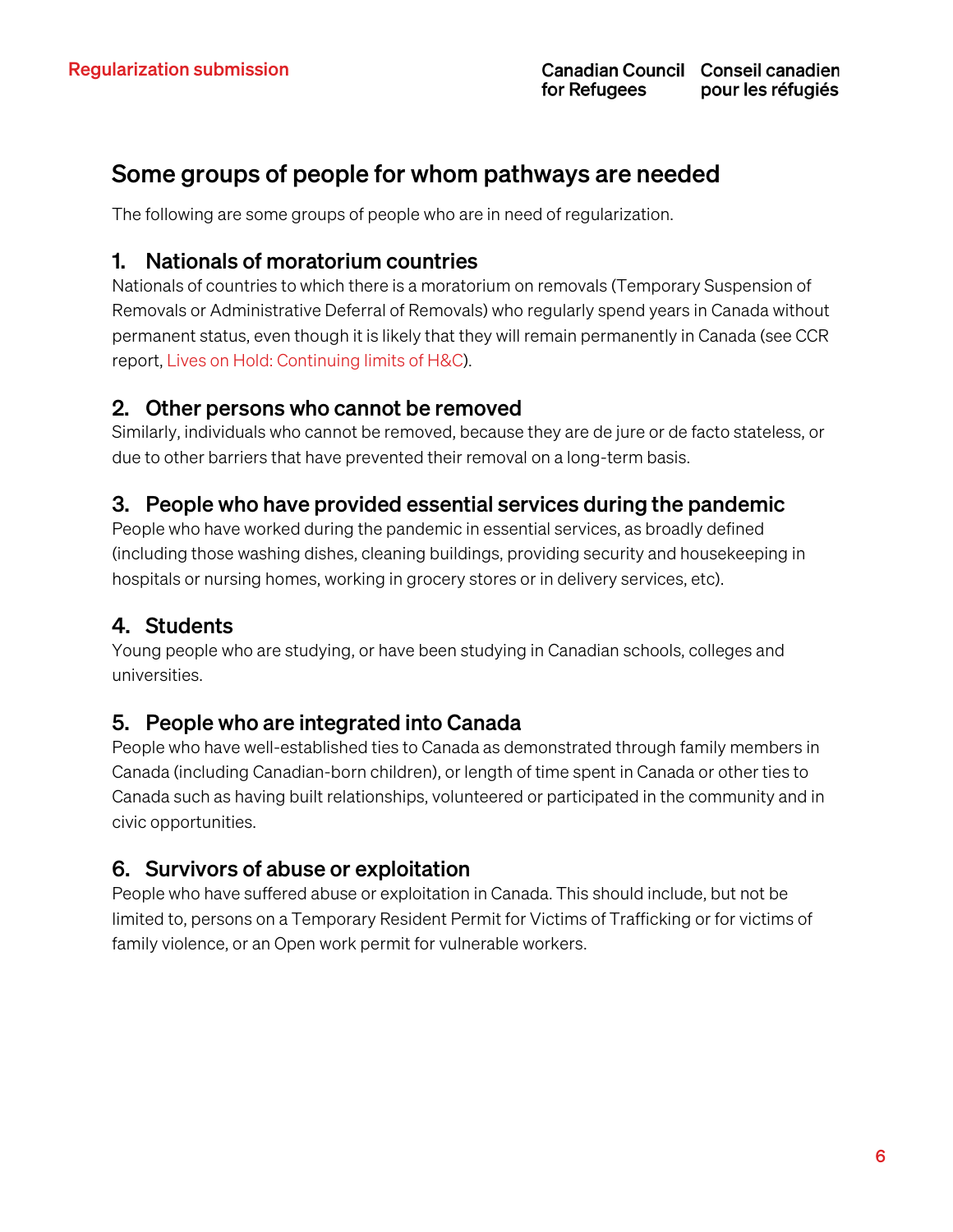## Some groups of people for whom pathways are needed

The following are some groups of people who are in need of regularization.

### 1. Nationals of moratorium countries

Nationals of countries to which there is a moratorium on removals (Temporary Suspension of Removals or Administrative Deferral of Removals) who regularly spend years in Canada without permanent status, even though it is likely that they will remain permanently in Canada (see CCR report, Lives on Hold: Continuing limits of H&C).

### 2. Other persons who cannot be removed

Similarly, individuals who cannot be removed, because they are de jure or de facto stateless, or due to other barriers that have prevented their removal on a long-term basis.

### 3. People who have provided essential services during the pandemic

People who have worked during the pandemic in essential services, as broadly defined (including those washing dishes, cleaning buildings, providing security and housekeeping in hospitals or nursing homes, working in grocery stores or in delivery services, etc).

### 4. Students

Young people who are studying, or have been studying in Canadian schools, colleges and universities.

### 5. People who are integrated into Canada

People who have well-established ties to Canada as demonstrated through family members in Canada (including Canadian-born children), or length of time spent in Canada or other ties to Canada such as having built relationships, volunteered or participated in the community and in civic opportunities.

### 6. Survivors of abuse or exploitation

People who have suffered abuse or exploitation in Canada. This should include, but not be limited to, persons on a Temporary Resident Permit for Victims of Trafficking or for victims of family violence, or an Open work permit for vulnerable workers.